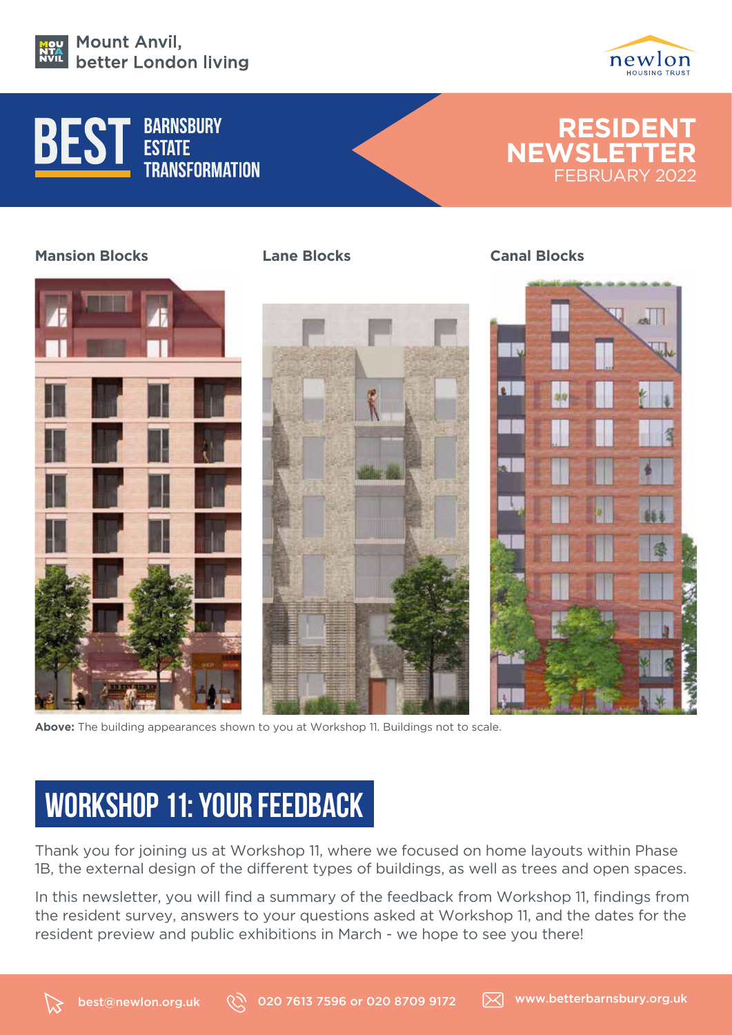Mount Anvil, better London living

newlon HOUSING TRUST

# BEST BARNSBURY ESTATE TRANSFORMATION

# RESIDENT NEWSLETTER
FEBRUARY 2022

**Mansion Blocks** | **Lane Blocks** | **Canal Blocks**

**Above:** The building appearances shown to you at Workshop 11. Buildings not to scale.

## WORKSHOP 11: YOUR FEEDBACK

Thank you for joining us at Workshop 11, where we focused on home layouts within Phase 1B, the external design of the different types of buildings, as well as trees and open spaces.

In this newsletter, you will find a summary of the feedback from Workshop 11, findings from the resident survey, answers to your questions asked at Workshop 11, and the dates for the resident preview and public exhibitions in March - we hope to see you there!

best@newlon.org.uk | 020 7613 7596 or 020 8709 9172 | www.betterbarnsbury.org.uk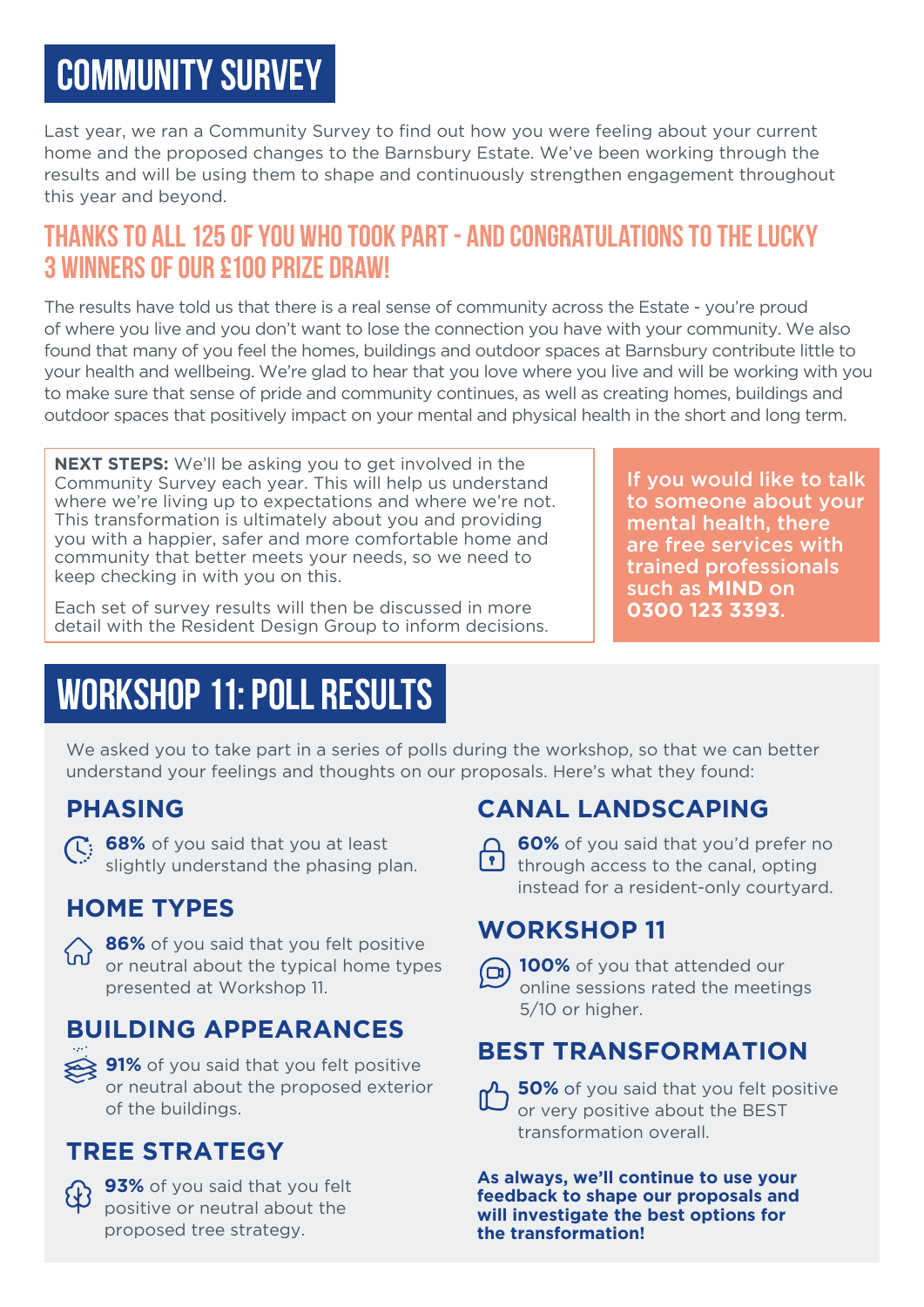# COMMUNITY SURVEY

Last year, we ran a Community Survey to find out how you were feeling about your current home and the proposed changes to the Barnsbury Estate. We've been working through the results and will be using them to shape and continuously strengthen engagement throughout this year and beyond.

## THANKS TO ALL 125 OF YOU WHO TOOK PART - AND CONGRATULATIONS TO THE LUCKY 3 WINNERS OF OUR £100 PRIZE DRAW!

The results have told us that there is a real sense of community across the Estate - you're proud of where you live and you don't want to lose the connection you have with your community. We also found that many of you feel the homes, buildings and outdoor spaces at Barnsbury contribute little to your health and wellbeing. We're glad to hear that you love where you live and will be working with you to make sure that sense of pride and community continues, as well as creating homes, buildings and outdoor spaces that positively impact on your mental and physical health in the short and long term.

**NEXT STEPS:** We'll be asking you to get involved in the Community Survey each year. This will help us understand where we're living up to expectations and where we're not. This transformation is ultimately about you and providing you with a happier, safer and more comfortable home and community that better meets your needs, so we need to keep checking in with you on this.

Each set of survey results will then be discussed in more detail with the Resident Design Group to inform decisions.

If you would like to talk to someone about your mental health, there are free services with trained professionals such as **MIND** on **0300 123 3393**.

# WORKSHOP 11: POLL RESULTS

We asked you to take part in a series of polls during the workshop, so that we can better understand your feelings and thoughts on our proposals. Here's what they found:

### PHASING

**68%** of you said that you at least slightly understand the phasing plan.

### HOME TYPES

**86%** of you said that you felt positive or neutral about the typical home types presented at Workshop 11.

### BUILDING APPEARANCES

**91%** of you said that you felt positive or neutral about the proposed exterior of the buildings.

### TREE STRATEGY

**93%** of you said that you felt positive or neutral about the proposed tree strategy.

### CANAL LANDSCAPING

**60%** of you said that you'd prefer no through access to the canal, opting instead for a resident-only courtyard.

### WORKSHOP 11

**100%** of you that attended our online sessions rated the meetings 5/10 or higher.

### BEST TRANSFORMATION

**50%** of you said that you felt positive or very positive about the BEST transformation overall.

**As always, we'll continue to use your feedback to shape our proposals and will investigate the best options for the transformation!**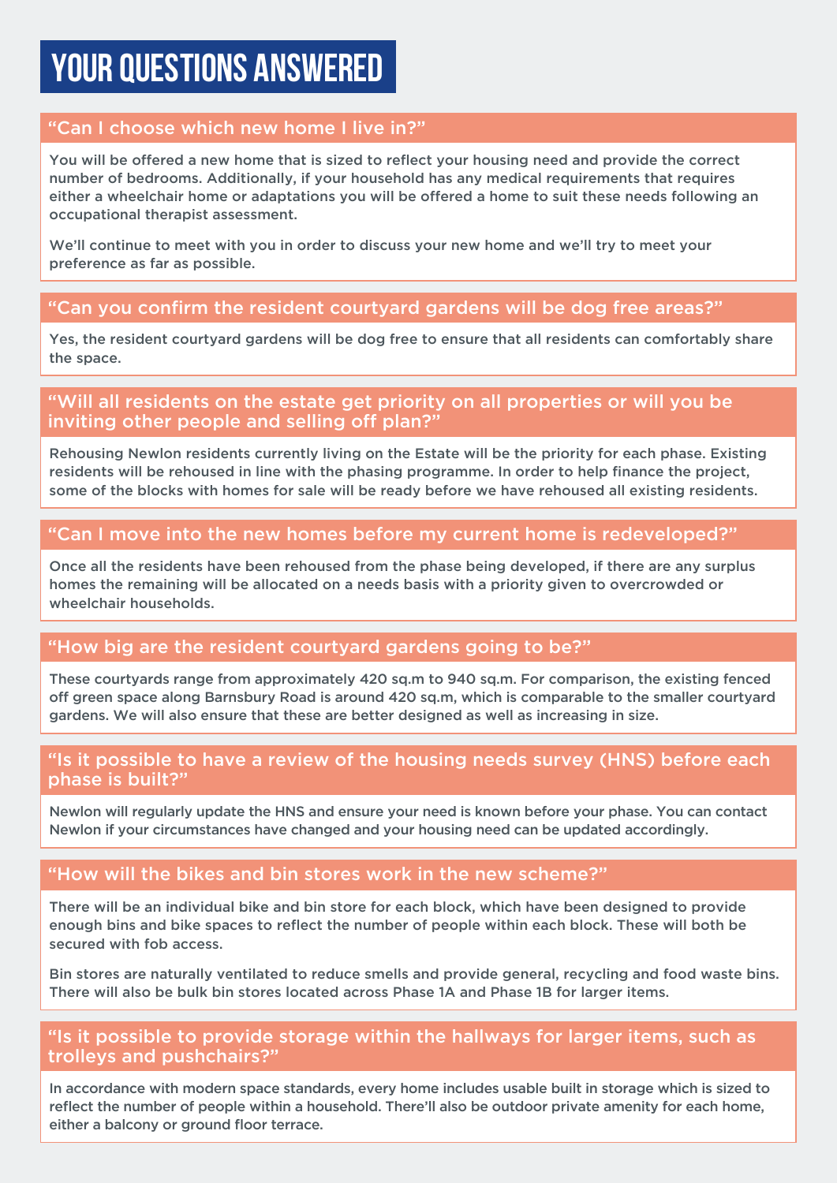# YOUR QUESTIONS ANSWERED

### "Can I choose which new home I live in?"

You will be offered a new home that is sized to reflect your housing need and provide the correct number of bedrooms. Additionally, if your household has any medical requirements that requires either a wheelchair home or adaptations you will be offered a home to suit these needs following an occupational therapist assessment.

We'll continue to meet with you in order to discuss your new home and we'll try to meet your preference as far as possible.

### "Can you confirm the resident courtyard gardens will be dog free areas?"

Yes, the resident courtyard gardens will be dog free to ensure that all residents can comfortably share the space.

### "Will all residents on the estate get priority on all properties or will you be inviting other people and selling off plan?"

Rehousing Newlon residents currently living on the Estate will be the priority for each phase. Existing residents will be rehoused in line with the phasing programme. In order to help finance the project, some of the blocks with homes for sale will be ready before we have rehoused all existing residents.

### "Can I move into the new homes before my current home is redeveloped?"

Once all the residents have been rehoused from the phase being developed, if there are any surplus homes the remaining will be allocated on a needs basis with a priority given to overcrowded or wheelchair households.

### "How big are the resident courtyard gardens going to be?"

These courtyards range from approximately 420 sq.m to 940 sq.m. For comparison, the existing fenced off green space along Barnsbury Road is around 420 sq.m, which is comparable to the smaller courtyard gardens. We will also ensure that these are better designed as well as increasing in size.

### "Is it possible to have a review of the housing needs survey (HNS) before each phase is built?"

Newlon will regularly update the HNS and ensure your need is known before your phase. You can contact Newlon if your circumstances have changed and your housing need can be updated accordingly.

### "How will the bikes and bin stores work in the new scheme?"

There will be an individual bike and bin store for each block, which have been designed to provide enough bins and bike spaces to reflect the number of people within each block. These will both be secured with fob access.

Bin stores are naturally ventilated to reduce smells and provide general, recycling and food waste bins. There will also be bulk bin stores located across Phase 1A and Phase 1B for larger items.

### "Is it possible to provide storage within the hallways for larger items, such as trolleys and pushchairs?"

In accordance with modern space standards, every home includes usable built in storage which is sized to reflect the number of people within a household. There'll also be outdoor private amenity for each home, either a balcony or ground floor terrace.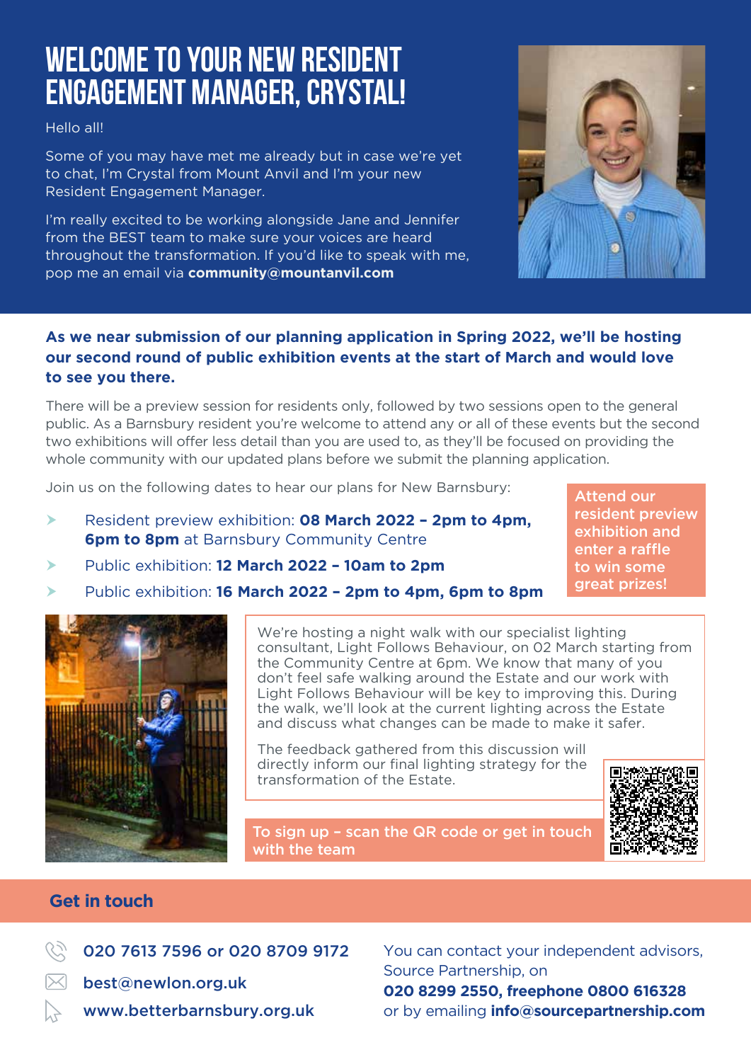# WELCOME TO YOUR NEW RESIDENT ENGAGEMENT MANAGER, CRYSTAL!

Hello all!

Some of you may have met me already but in case we're yet to chat, I'm Crystal from Mount Anvil and I'm your new Resident Engagement Manager.

I'm really excited to be working alongside Jane and Jennifer from the BEST team to make sure your voices are heard throughout the transformation. If you'd like to speak with me, pop me an email via **community@mountanvil.com**

**As we near submission of our planning application in Spring 2022, we'll be hosting our second round of public exhibition events at the start of March and would love to see you there.**

There will be a preview session for residents only, followed by two sessions open to the general public. As a Barnsbury resident you're welcome to attend any or all of these events but the second two exhibitions will offer less detail than you are used to, as they'll be focused on providing the whole community with our updated plans before we submit the planning application.

Join us on the following dates to hear our plans for New Barnsbury:

- Resident preview exhibition: **08 March 2022 – 2pm to 4pm, 6pm to 8pm** at Barnsbury Community Centre
- Public exhibition: **12 March 2022 – 10am to 2pm**
- Public exhibition: **16 March 2022 – 2pm to 4pm, 6pm to 8pm**

**Attend our resident preview exhibition and enter a raffle to win some great prizes!**

We're hosting a night walk with our specialist lighting consultant, Light Follows Behaviour, on 02 March starting from the Community Centre at 6pm. We know that many of you don't feel safe walking around the Estate and our work with Light Follows Behaviour will be key to improving this. During the walk, we'll look at the current lighting across the Estate and discuss what changes can be made to make it safer.

The feedback gathered from this discussion will directly inform our final lighting strategy for the transformation of the Estate.

**To sign up – scan the QR code or get in touch with the team**

## Get in touch

**020 7613 7596 or 020 8709 9172**

**best@newlon.org.uk**

**www.betterbarnsbury.org.uk**

You can contact your independent advisors, Source Partnership, on **020 8299 2550, freephone 0800 616328** or by emailing **info@sourcepartnership.com**